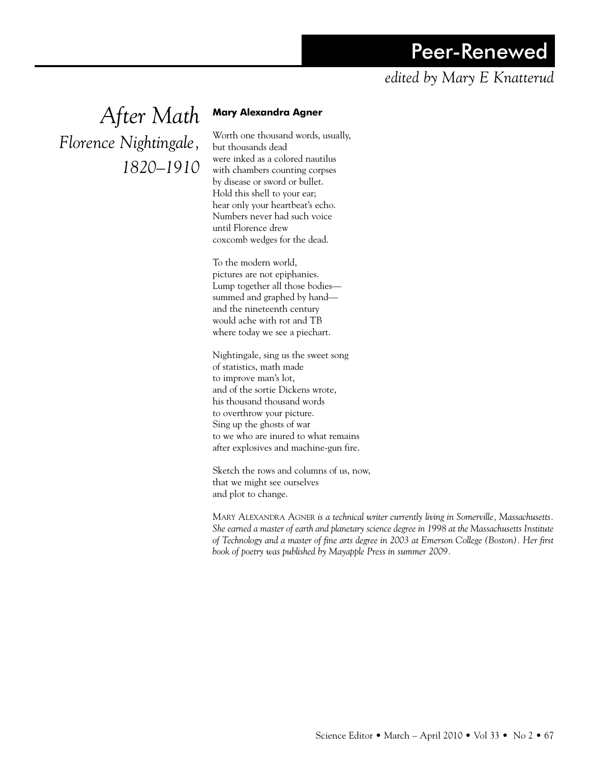# Peer-Renewed

*edited by Mary E Knatterud*

## *After Math*
### *Florence Nightingale, 1820–1910*

**Mary Alexandra Agner**

Worth one thousand words, usually,  
but thousands dead  
were inked as a colored nautilus  
with chambers counting corpses  
by disease or sword or bullet.  
Hold this shell to your ear;  
hear only your heartbeat's echo.  
Numbers never had such voice  
until Florence drew  
coxcomb wedges for the dead.

To the modern world,  
pictures are not epiphanies.  
Lump together all those bodies—  
summed and graphed by hand—  
and the nineteenth century  
would ache with rot and TB  
where today we see a piechart.

Nightingale, sing us the sweet song  
of statistics, math made  
to improve man's lot,  
and of the sortie Dickens wrote,  
his thousand thousand words  
to overthrow your picture.  
Sing up the ghosts of war  
to we who are inured to what remains  
after explosives and machine-gun fire.

Sketch the rows and columns of us, now,  
that we might see ourselves  
and plot to change.

MARY ALEXANDRA AGNER *is a technical writer currently living in Somerville, Massachusetts. She earned a master of earth and planetary science degree in 1998 at the Massachusetts Institute of Technology and a master of fine arts degree in 2003 at Emerson College (Boston). Her first book of poetry was published by Mayapple Press in summer 2009.*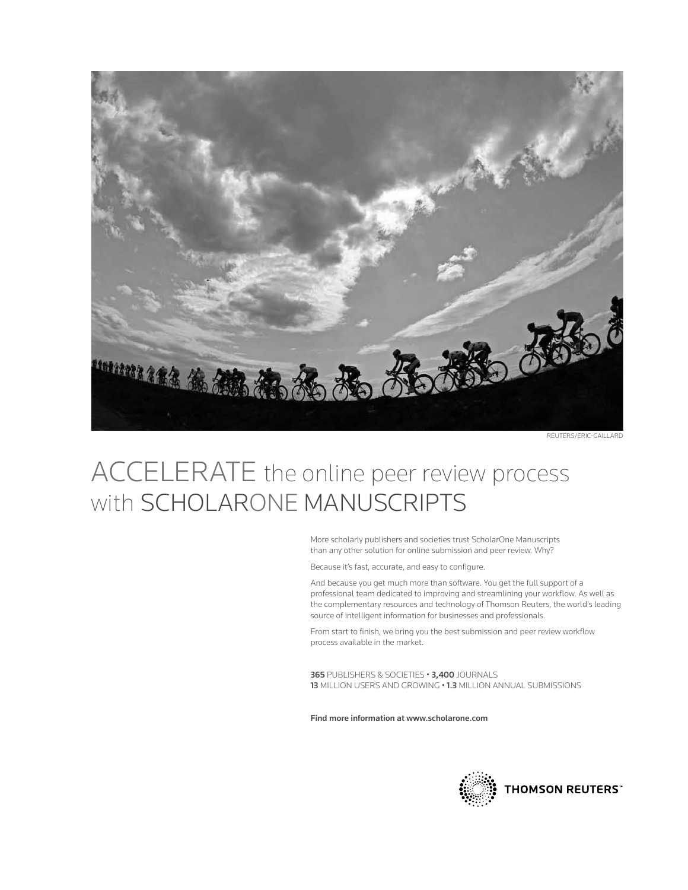REUTERS/ERIC-GAILLARD

# ACCELERATE the online peer review process with SCHOLARONE MANUSCRIPTS

More scholarly publishers and societies trust ScholarOne Manuscripts than any other solution for online submission and peer review. Why?

Because it's fast, accurate, and easy to configure.

And because you get much more than software. You get the full support of a professional team dedicated to improving and streamlining your workflow. As well as the complementary resources and technology of Thomson Reuters, the world's leading source of intelligent information for businesses and professionals.

From start to finish, we bring you the best submission and peer review workflow process available in the market.

**365** PUBLISHERS & SOCIETIES • **3,400** JOURNALS
**13** MILLION USERS AND GROWING • **1.3** MILLION ANNUAL SUBMISSIONS

**Find more information at www.scholarone.com**

THOMSON REUTERS™